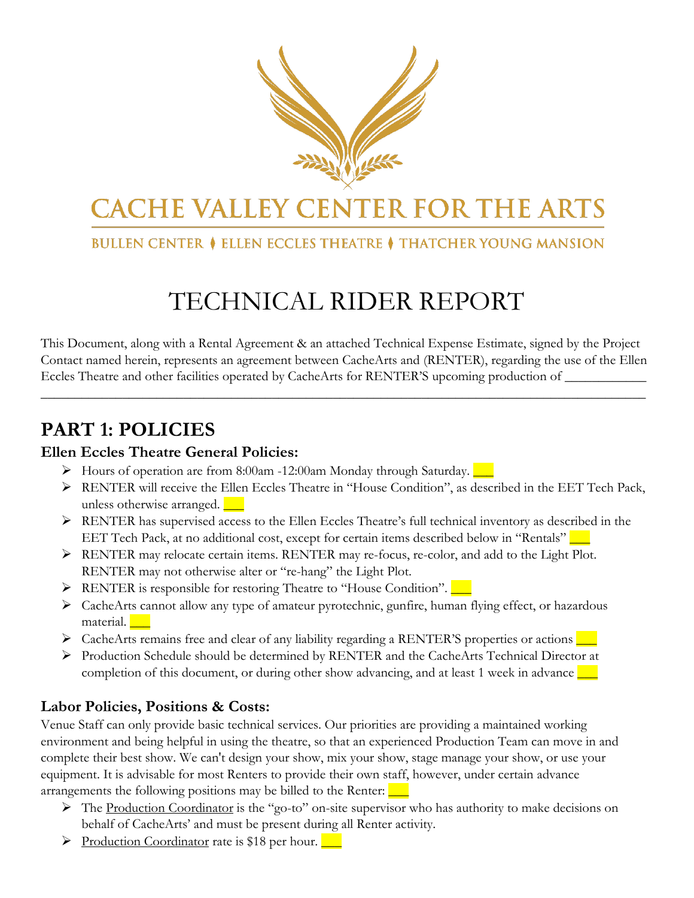# CACHE VALLEY CENTER FOR THE ARTS

BULLEN CENTER ♦ ELLEN ECCLES THEATRE ♦ THATCHER YOUNG MANSION

# TECHNICAL RIDER REPORT

This Document, along with a Rental Agreement & an attached Technical Expense Estimate, signed by the Project Contact named herein, represents an agreement between CacheArts and (RENTER), regarding the use of the Ellen Eccles Theatre and other facilities operated by CacheArts for RENTER'S upcoming production of ____________
_____________________________________________________________________________________

## PART 1: POLICIES

### Ellen Eccles Theatre General Policies:

- Hours of operation are from 8:00am -12:00am Monday through Saturday. ___
- RENTER will receive the Ellen Eccles Theatre in "House Condition", as described in the EET Tech Pack, unless otherwise arranged. ___
- RENTER has supervised access to the Ellen Eccles Theatre's full technical inventory as described in the EET Tech Pack, at no additional cost, except for certain items described below in "Rentals" ___
- RENTER may relocate certain items. RENTER may re-focus, re-color, and add to the Light Plot. RENTER may not otherwise alter or "re-hang" the Light Plot.
- RENTER is responsible for restoring Theatre to "House Condition". ___
- CacheArts cannot allow any type of amateur pyrotechnic, gunfire, human flying effect, or hazardous material. ___
- CacheArts remains free and clear of any liability regarding a RENTER'S properties or actions ___
- Production Schedule should be determined by RENTER and the CacheArts Technical Director at completion of this document, or during other show advancing, and at least 1 week in advance ___

### Labor Policies, Positions & Costs:

Venue Staff can only provide basic technical services. Our priorities are providing a maintained working environment and being helpful in using the theatre, so that an experienced Production Team can move in and complete their best show. We can't design your show, mix your show, stage manage your show, or use your equipment. It is advisable for most Renters to provide their own staff, however, under certain advance arrangements the following positions may be billed to the Renter: ___

- The Production Coordinator is the "go-to" on-site supervisor who has authority to make decisions on behalf of CacheArts' and must be present during all Renter activity.
- Production Coordinator rate is $18 per hour. ___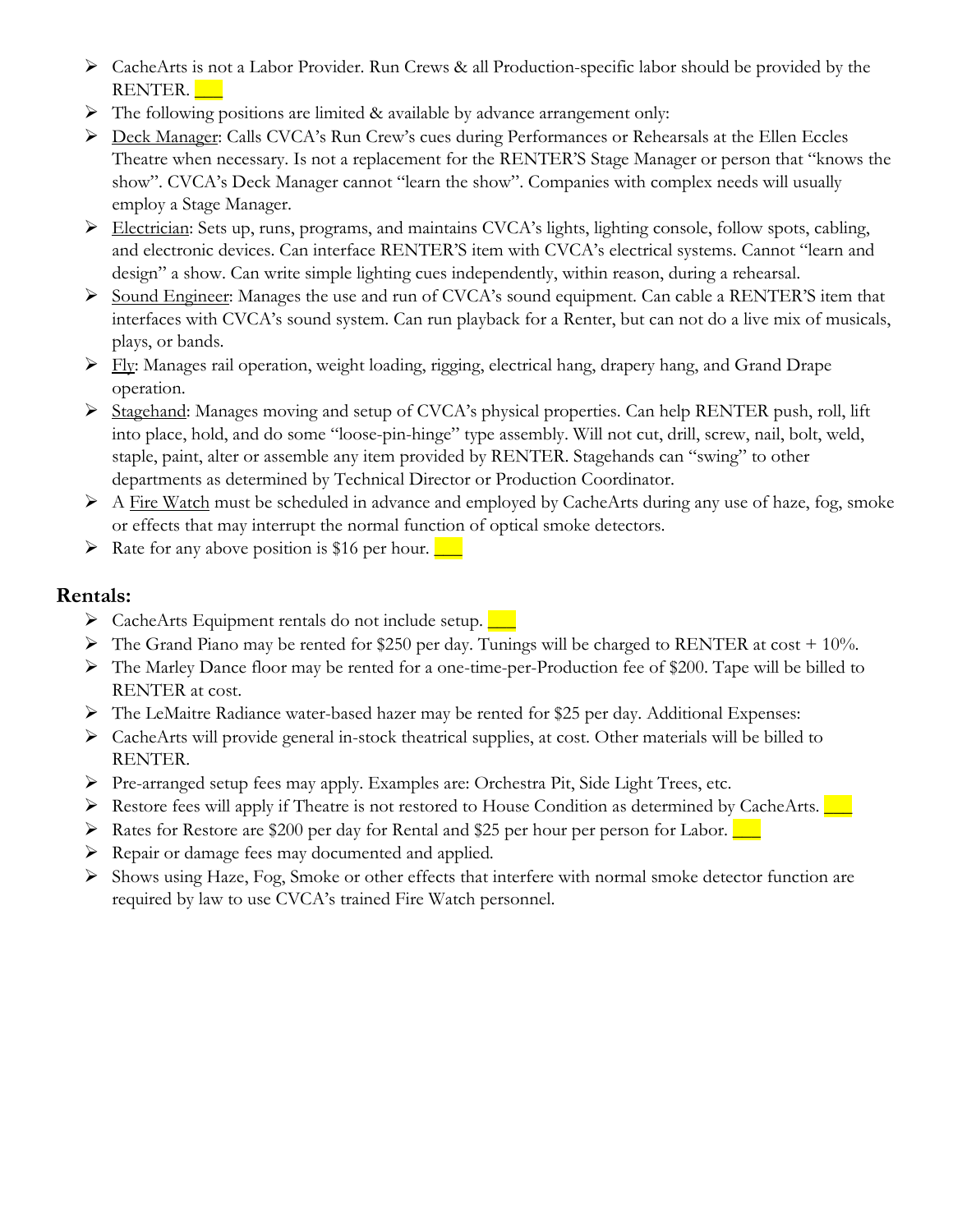- CacheArts is not a Labor Provider. Run Crews & all Production-specific labor should be provided by the RENTER. ___
- The following positions are limited & available by advance arrangement only:
- Deck Manager: Calls CVCA's Run Crew's cues during Performances or Rehearsals at the Ellen Eccles Theatre when necessary. Is not a replacement for the RENTER'S Stage Manager or person that "knows the show". CVCA's Deck Manager cannot "learn the show". Companies with complex needs will usually employ a Stage Manager.
- Electrician: Sets up, runs, programs, and maintains CVCA's lights, lighting console, follow spots, cabling, and electronic devices. Can interface RENTER'S item with CVCA's electrical systems. Cannot "learn and design" a show. Can write simple lighting cues independently, within reason, during a rehearsal.
- Sound Engineer: Manages the use and run of CVCA's sound equipment. Can cable a RENTER'S item that interfaces with CVCA's sound system. Can run playback for a Renter, but can not do a live mix of musicals, plays, or bands.
- Fly: Manages rail operation, weight loading, rigging, electrical hang, drapery hang, and Grand Drape operation.
- Stagehand: Manages moving and setup of CVCA's physical properties. Can help RENTER push, roll, lift into place, hold, and do some "loose-pin-hinge" type assembly. Will not cut, drill, screw, nail, bolt, weld, staple, paint, alter or assemble any item provided by RENTER. Stagehands can "swing" to other departments as determined by Technical Director or Production Coordinator.
- A Fire Watch must be scheduled in advance and employed by CacheArts during any use of haze, fog, smoke or effects that may interrupt the normal function of optical smoke detectors.
- Rate for any above position is $16 per hour. ___

## Rentals:

- CacheArts Equipment rentals do not include setup. ___
- The Grand Piano may be rented for $250 per day. Tunings will be charged to RENTER at cost + 10%.
- The Marley Dance floor may be rented for a one-time-per-Production fee of $200. Tape will be billed to RENTER at cost.
- The LeMaitre Radiance water-based hazer may be rented for $25 per day. Additional Expenses:
- CacheArts will provide general in-stock theatrical supplies, at cost. Other materials will be billed to RENTER.
- Pre-arranged setup fees may apply. Examples are: Orchestra Pit, Side Light Trees, etc.
- Restore fees will apply if Theatre is not restored to House Condition as determined by CacheArts. ___
- Rates for Restore are $200 per day for Rental and $25 per hour per person for Labor. ___
- Repair or damage fees may documented and applied.
- Shows using Haze, Fog, Smoke or other effects that interfere with normal smoke detector function are required by law to use CVCA's trained Fire Watch personnel.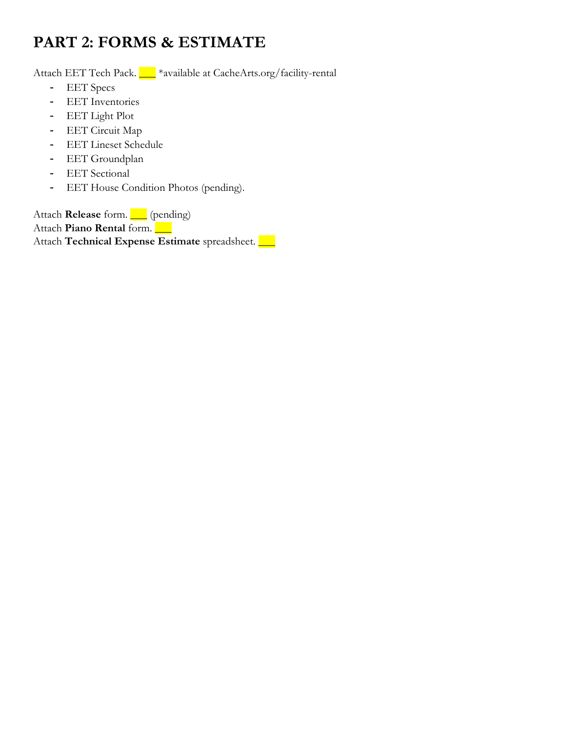# PART 2: FORMS & ESTIMATE

Attach EET Tech Pack. ___ *available at CacheArts.org/facility-rental

- EET Specs
- EET Inventories
- EET Light Plot
- EET Circuit Map
- EET Lineset Schedule
- EET Groundplan
- EET Sectional
- EET House Condition Photos (pending).

Attach **Release** form. ___ (pending)
Attach **Piano Rental** form. ___
Attach **Technical Expense Estimate** spreadsheet. ___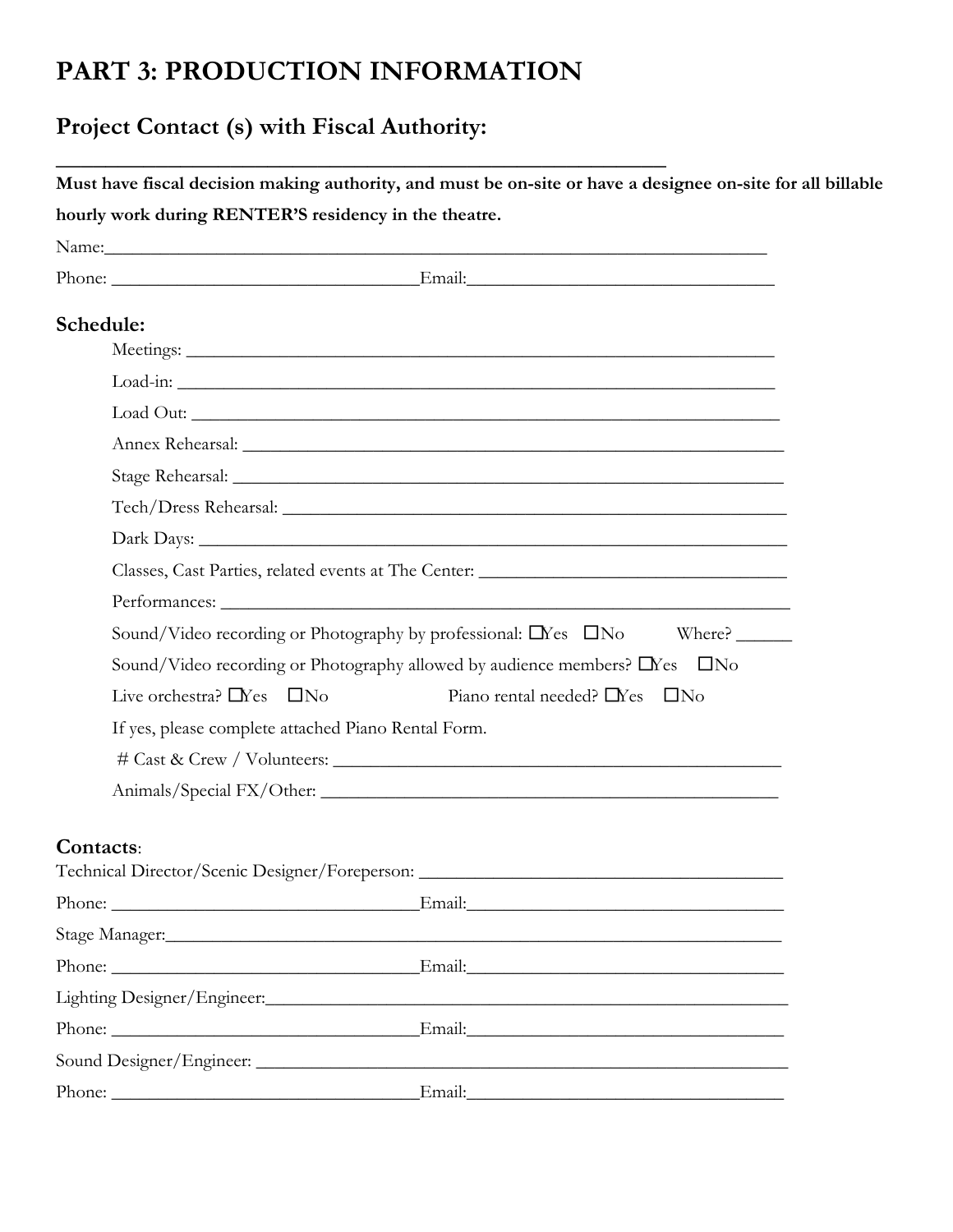# PART 3: PRODUCTION INFORMATION

## Project Contact (s) with Fiscal Authority:

______________________________________________

**Must have fiscal decision making authority, and must be on-site or have a designee on-site for all billable hourly work during RENTER'S residency in the theatre.**

Name:______________________________________________________________

Phone: ___________________________Email:___________________________

### Schedule:

Meetings: ______________________________________________________

Load-in: ______________________________________________________

Load Out: ______________________________________________________

Annex Rehearsal: ________________________________________________

Stage Rehearsal: ________________________________________________

Tech/Dress Rehearsal: ____________________________________________

Dark Days: _____________________________________________________

Classes, Cast Parties, related events at The Center: ___________________________

Performances: __________________________________________________

Sound/Video recording or Photography by professional: ☐Yes ☐No Where? ______

Sound/Video recording or Photography allowed by audience members? ☐Yes ☐No

Live orchestra? ☐Yes ☐No Piano rental needed? ☐Yes ☐No

If yes, please complete attached Piano Rental Form.

\# Cast & Crew / Volunteers: ________________________________________

Animals/Special FX/Other: _________________________________________

### Contacts:

Technical Director/Scenic Designer/Foreperson: ______________________________

Phone: ___________________________Email:___________________________

Stage Manager:______________________________________________________

Phone: ___________________________Email:___________________________

Lighting Designer/Engineer:__________________________________________

Phone: ___________________________Email:___________________________

Sound Designer/Engineer: ___________________________________________

Phone: ___________________________Email:___________________________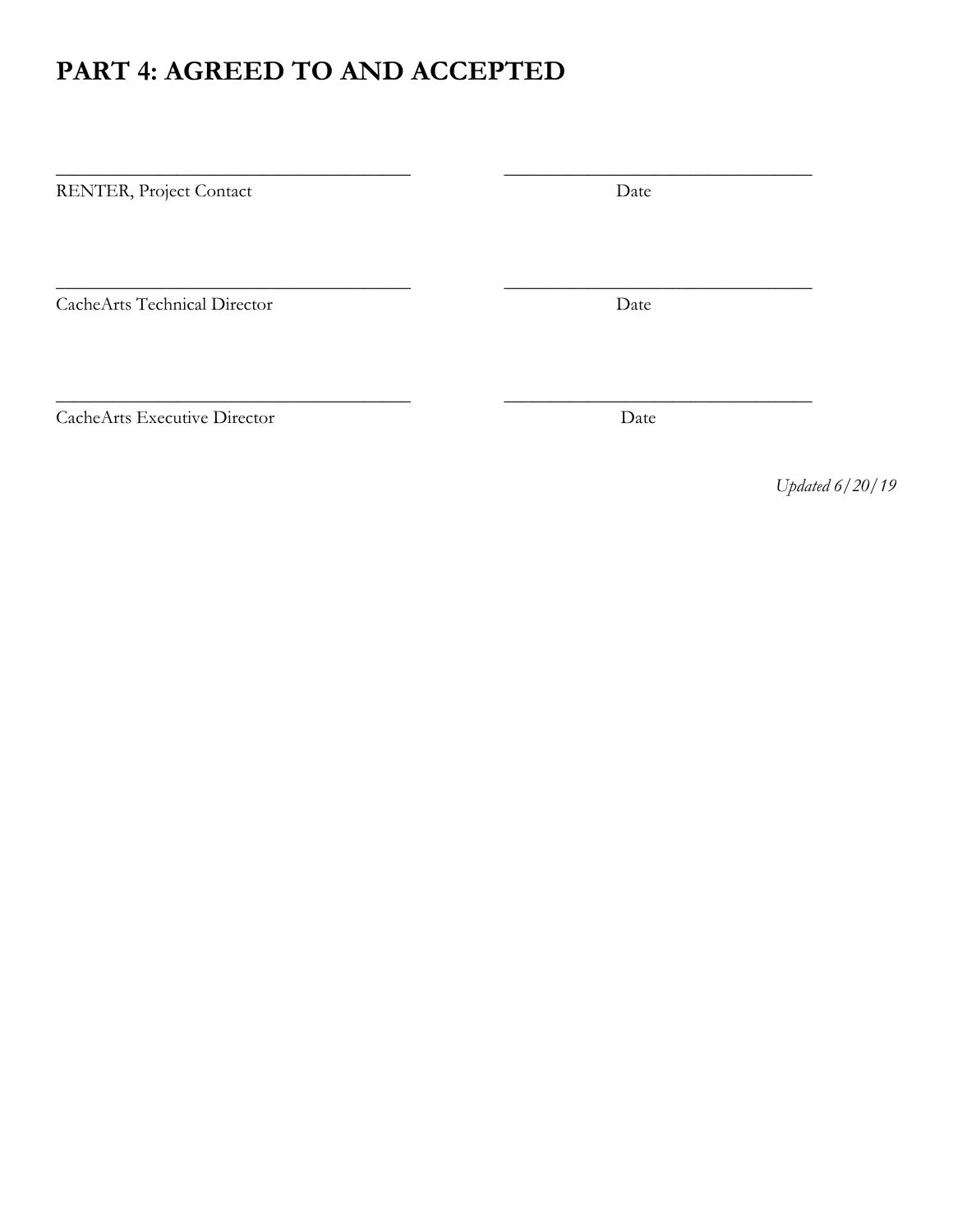# PART 4: AGREED TO AND ACCEPTED

_________________________________________ _________________________________

RENTER, Project Contact Date

_________________________________________ _________________________________

CacheArts Technical Director Date

_________________________________________ _________________________________

CacheArts Executive Director Date

*Updated 6/20/19*